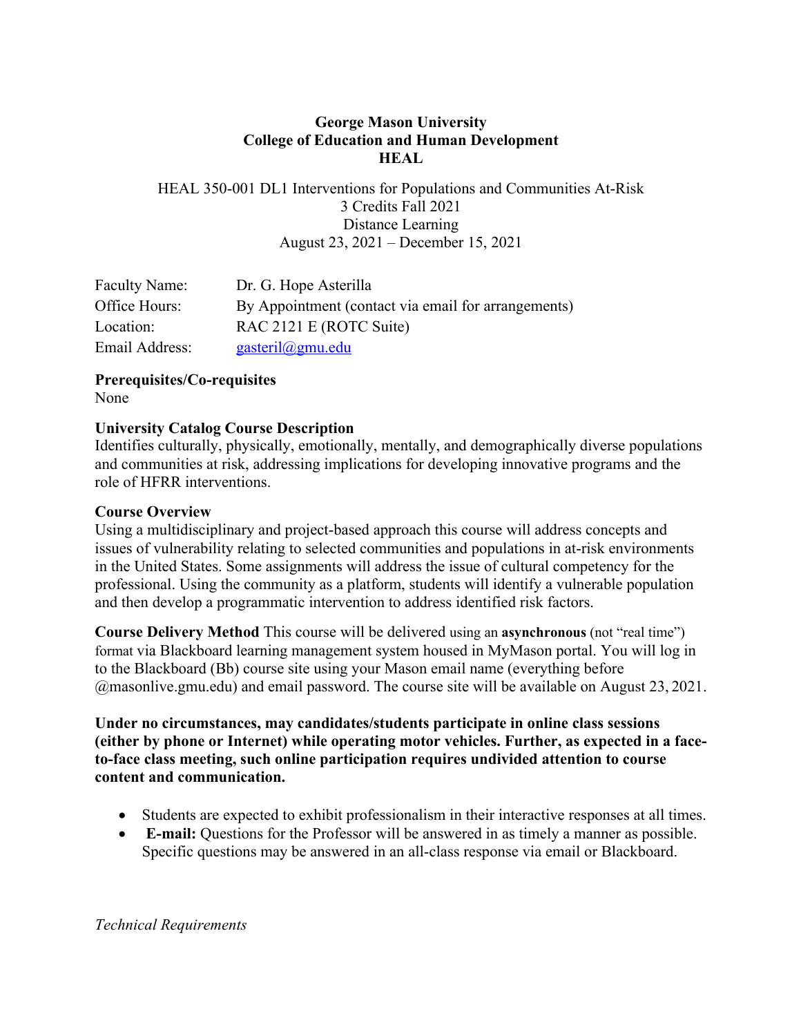**George Mason University**
**College of Education and Human Development**
**HEAL**

HEAL 350-001 DL1 Interventions for Populations and Communities At-Risk
3 Credits Fall 2021
Distance Learning
August 23, 2021 – December 15, 2021

| | |
|---|---|
| Faculty Name: | Dr. G. Hope Asterilla |
| Office Hours: | By Appointment (contact via email for arrangements) |
| Location: | RAC 2121 E (ROTC Suite) |
| Email Address: | gasteril@gmu.edu |

**Prerequisites/Co-requisites**
None

**University Catalog Course Description**
Identifies culturally, physically, emotionally, mentally, and demographically diverse populations and communities at risk, addressing implications for developing innovative programs and the role of HFRR interventions.

**Course Overview**
Using a multidisciplinary and project-based approach this course will address concepts and issues of vulnerability relating to selected communities and populations in at-risk environments in the United States. Some assignments will address the issue of cultural competency for the professional. Using the community as a platform, students will identify a vulnerable population and then develop a programmatic intervention to address identified risk factors.

**Course Delivery Method** This course will be delivered using an **asynchronous** (not "real time") format via Blackboard learning management system housed in MyMason portal. You will log in to the Blackboard (Bb) course site using your Mason email name (everything before @masonlive.gmu.edu) and email password. The course site will be available on August 23, 2021.

**Under no circumstances, may candidates/students participate in online class sessions (either by phone or Internet) while operating motor vehicles. Further, as expected in a face-to-face class meeting, such online participation requires undivided attention to course content and communication.**

- Students are expected to exhibit professionalism in their interactive responses at all times.
- **E-mail:** Questions for the Professor will be answered in as timely a manner as possible. Specific questions may be answered in an all-class response via email or Blackboard.

*Technical Requirements*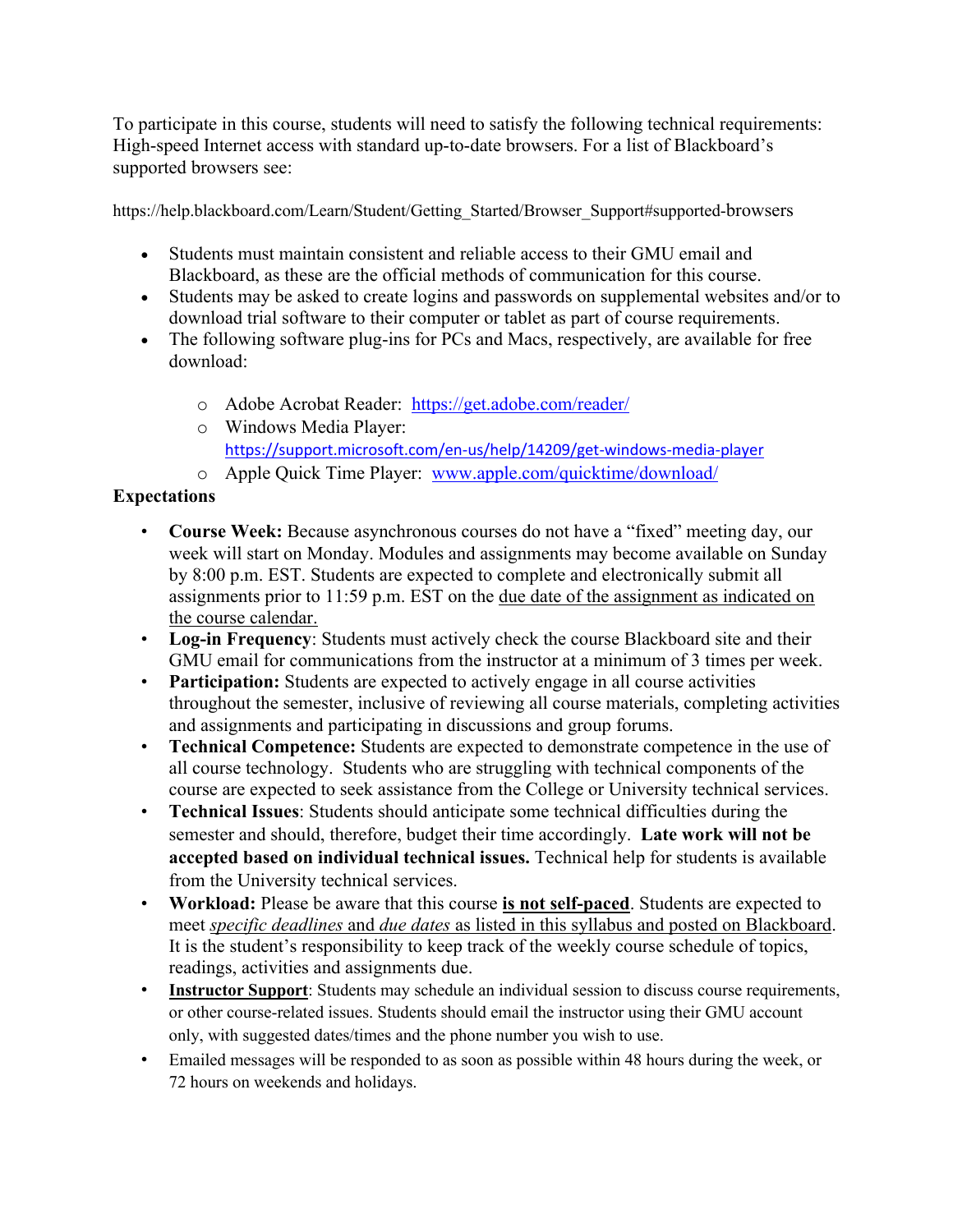To participate in this course, students will need to satisfy the following technical requirements: High-speed Internet access with standard up-to-date browsers. For a list of Blackboard's supported browsers see:

https://help.blackboard.com/Learn/Student/Getting_Started/Browser_Support#supported-browsers

- Students must maintain consistent and reliable access to their GMU email and Blackboard, as these are the official methods of communication for this course.
- Students may be asked to create logins and passwords on supplemental websites and/or to download trial software to their computer or tablet as part of course requirements.
- The following software plug-ins for PCs and Macs, respectively, are available for free download:
  - Adobe Acrobat Reader: https://get.adobe.com/reader/
  - Windows Media Player: https://support.microsoft.com/en-us/help/14209/get-windows-media-player
  - Apple Quick Time Player: www.apple.com/quicktime/download/

**Expectations**

- **Course Week:** Because asynchronous courses do not have a "fixed" meeting day, our week will start on Monday. Modules and assignments may become available on Sunday by 8:00 p.m. EST. Students are expected to complete and electronically submit all assignments prior to 11:59 p.m. EST on the due date of the assignment as indicated on the course calendar.
- **Log-in Frequency**: Students must actively check the course Blackboard site and their GMU email for communications from the instructor at a minimum of 3 times per week.
- **Participation:** Students are expected to actively engage in all course activities throughout the semester, inclusive of reviewing all course materials, completing activities and assignments and participating in discussions and group forums.
- **Technical Competence:** Students are expected to demonstrate competence in the use of all course technology. Students who are struggling with technical components of the course are expected to seek assistance from the College or University technical services.
- **Technical Issues**: Students should anticipate some technical difficulties during the semester and should, therefore, budget their time accordingly. **Late work will not be accepted based on individual technical issues.** Technical help for students is available from the University technical services.
- **Workload:** Please be aware that this course **is not self-paced**. Students are expected to meet *specific deadlines* and *due dates* as listed in this syllabus and posted on Blackboard. It is the student's responsibility to keep track of the weekly course schedule of topics, readings, activities and assignments due.
- **Instructor Support**: Students may schedule an individual session to discuss course requirements, or other course-related issues. Students should email the instructor using their GMU account only, with suggested dates/times and the phone number you wish to use.
- Emailed messages will be responded to as soon as possible within 48 hours during the week, or 72 hours on weekends and holidays.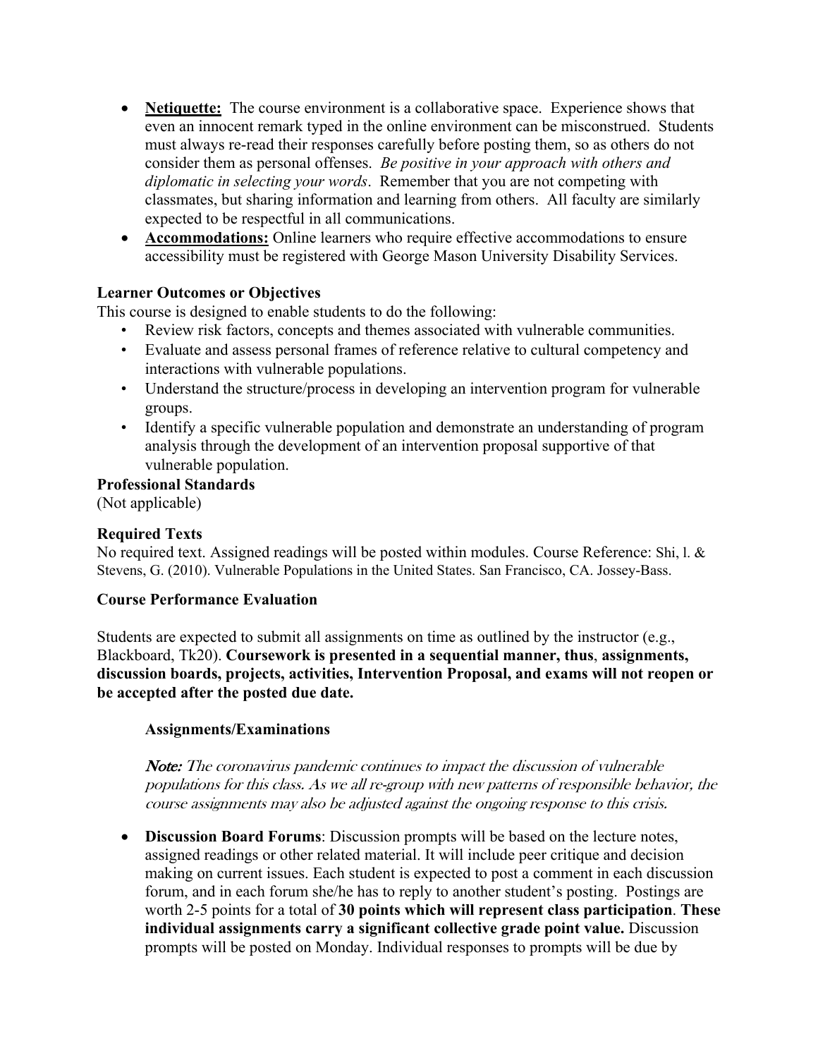- **Netiquette:** The course environment is a collaborative space. Experience shows that even an innocent remark typed in the online environment can be misconstrued. Students must always re-read their responses carefully before posting them, so as others do not consider them as personal offenses. *Be positive in your approach with others and diplomatic in selecting your words*. Remember that you are not competing with classmates, but sharing information and learning from others. All faculty are similarly expected to be respectful in all communications.
- **Accommodations:** Online learners who require effective accommodations to ensure accessibility must be registered with George Mason University Disability Services.

### Learner Outcomes or Objectives

This course is designed to enable students to do the following:

- Review risk factors, concepts and themes associated with vulnerable communities.
- Evaluate and assess personal frames of reference relative to cultural competency and interactions with vulnerable populations.
- Understand the structure/process in developing an intervention program for vulnerable groups.
- Identify a specific vulnerable population and demonstrate an understanding of program analysis through the development of an intervention proposal supportive of that vulnerable population.

### Professional Standards

(Not applicable)

### Required Texts

No required text. Assigned readings will be posted within modules. Course Reference: Shi, l. & Stevens, G. (2010). Vulnerable Populations in the United States. San Francisco, CA. Jossey-Bass.

### Course Performance Evaluation

Students are expected to submit all assignments on time as outlined by the instructor (e.g., Blackboard, Tk20). **Coursework is presented in a sequential manner, thus**, **assignments, discussion boards, projects, activities, Intervention Proposal, and exams will not reopen or be accepted after the posted due date.**

#### Assignments/Examinations

***Note:*** *The coronavirus pandemic continues to impact the discussion of vulnerable populations for this class. As we all re-group with new patterns of responsible behavior, the course assignments may also be adjusted against the ongoing response to this crisis.*

- **Discussion Board Forums**: Discussion prompts will be based on the lecture notes, assigned readings or other related material. It will include peer critique and decision making on current issues. Each student is expected to post a comment in each discussion forum, and in each forum she/he has to reply to another student's posting. Postings are worth 2-5 points for a total of **30 points which will represent class participation**. **These individual assignments carry a significant collective grade point value.** Discussion prompts will be posted on Monday. Individual responses to prompts will be due by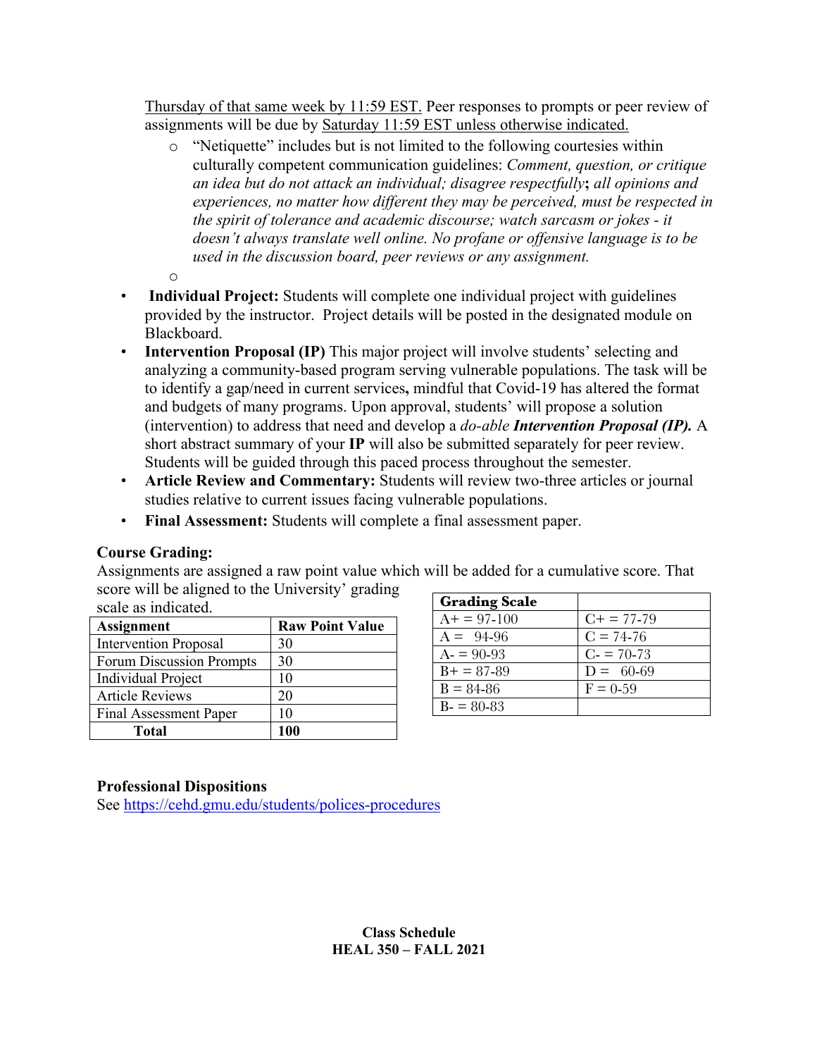Thursday of that same week by 11:59 EST. Peer responses to prompts or peer review of assignments will be due by Saturday 11:59 EST unless otherwise indicated.

- "Netiquette" includes but is not limited to the following courtesies within culturally competent communication guidelines: *Comment, question, or critique an idea but do not attack an individual; disagree respectfully*; *all opinions and experiences, no matter how different they may be perceived, must be respected in the spirit of tolerance and academic discourse; watch sarcasm or jokes - it doesn't always translate well online. No profane or offensive language is to be used in the discussion board, peer reviews or any assignment.*

- **Individual Project:** Students will complete one individual project with guidelines provided by the instructor. Project details will be posted in the designated module on Blackboard.
- **Intervention Proposal (IP)** This major project will involve students' selecting and analyzing a community-based program serving vulnerable populations. The task will be to identify a gap/need in current services**,** mindful that Covid-19 has altered the format and budgets of many programs. Upon approval, students' will propose a solution (intervention) to address that need and develop a *do-able* ***Intervention Proposal (IP).*** A short abstract summary of your **IP** will also be submitted separately for peer review. Students will be guided through this paced process throughout the semester.
- **Article Review and Commentary:** Students will review two-three articles or journal studies relative to current issues facing vulnerable populations.
- **Final Assessment:** Students will complete a final assessment paper.

**Course Grading:**

Assignments are assigned a raw point value which will be added for a cumulative score. That score will be aligned to the University' grading scale as indicated.

| Assignment | Raw Point Value |
|---|---|
| Intervention Proposal | 30 |
| Forum Discussion Prompts | 30 |
| Individual Project | 10 |
| Article Reviews | 20 |
| Final Assessment Paper | 10 |
| **Total** | **100** |

| Grading Scale | |
|---|---|
| A+ = 97-100 | C+ = 77-79 |
| A = 94-96 | C = 74-76 |
| A- = 90-93 | C- = 70-73 |
| B+ = 87-89 | D = 60-69 |
| B = 84-86 | F = 0-59 |
| B- = 80-83 | |

**Professional Dispositions**

See https://cehd.gmu.edu/students/polices-procedures

**Class Schedule**
**HEAL 350 – FALL 2021**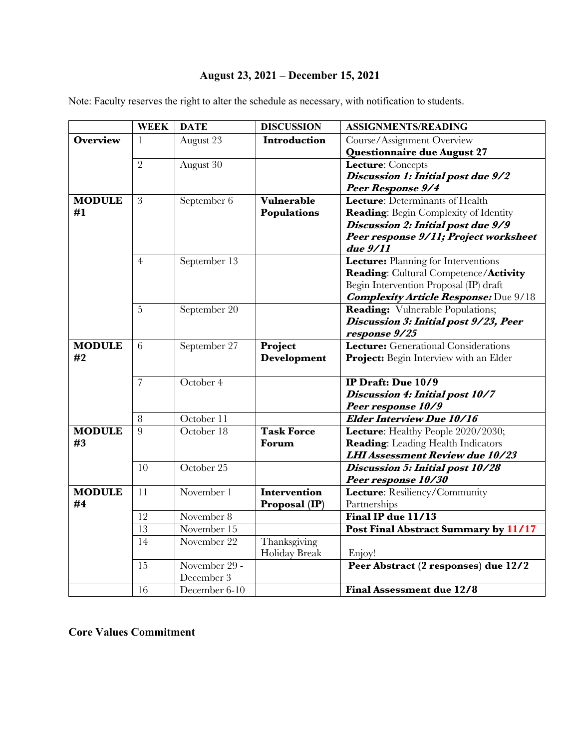**August 23, 2021 – December 15, 2021**

Note: Faculty reserves the right to alter the schedule as necessary, with notification to students.

| | WEEK | DATE | DISCUSSION | ASSIGNMENTS/READING |
|---|---|---|---|---|
| **Overview** | 1 | August 23 | **Introduction** | Course/Assignment Overview<br>**Questionnaire due August 27** |
| | 2 | August 30 | | **Lecture**: Concepts<br>***Discussion 1: Initial post due 9/2***<br>***Peer Response 9/4*** |
| **MODULE #1** | 3 | September 6 | **Vulnerable Populations** | **Lecture**: Determinants of Health<br>**Reading**: Begin Complexity of Identity<br>***Discussion 2: Initial post due 9/9***<br>***Peer response 9/11; Project worksheet due 9/11*** |
| | 4 | September 13 | | **Lecture:** Planning for Interventions<br>**Reading**: Cultural Competence/**Activity**<br>Begin Intervention Proposal (IP) draft<br>***Complexity Article Response:*** Due 9/18 |
| | 5 | September 20 | | **Reading:** Vulnerable Populations;<br>***Discussion 3: Initial post 9/23, Peer response 9/25*** |
| **MODULE #2** | 6 | September 27 | **Project Development** | **Lecture:** Generational Considerations<br>**Project:** Begin Interview with an Elder |
| | 7 | October 4 | | **IP Draft: Due 10/9**<br>***Discussion 4: Initial post 10/7***<br>***Peer response 10/9*** |
| | 8 | October 11 | | ***Elder Interview Due 10/16*** |
| **MODULE #3** | 9 | October 18 | **Task Force Forum** | **Lecture**: Healthy People 2020/2030;<br>**Reading**: Leading Health Indicators<br>***LHI Assessment Review due 10/23*** |
| | 10 | October 25 | | ***Discussion 5: Initial post 10/28***<br>***Peer response 10/30*** |
| **MODULE #4** | 11 | November 1 | **Intervention Proposal (IP)** | **Lecture**: Resiliency/Community Partnerships |
| | 12 | November 8 | | **Final IP due 11/13** |
| | 13 | November 15 | | **Post Final Abstract Summary by 11/17** |
| | 14 | November 22 | Thanksgiving Holiday Break | Enjoy! |
| | 15 | November 29 - December 3 | | **Peer Abstract (2 responses) due 12/2** |
| | 16 | December 6-10 | | **Final Assessment due 12/8** |

## Core Values Commitment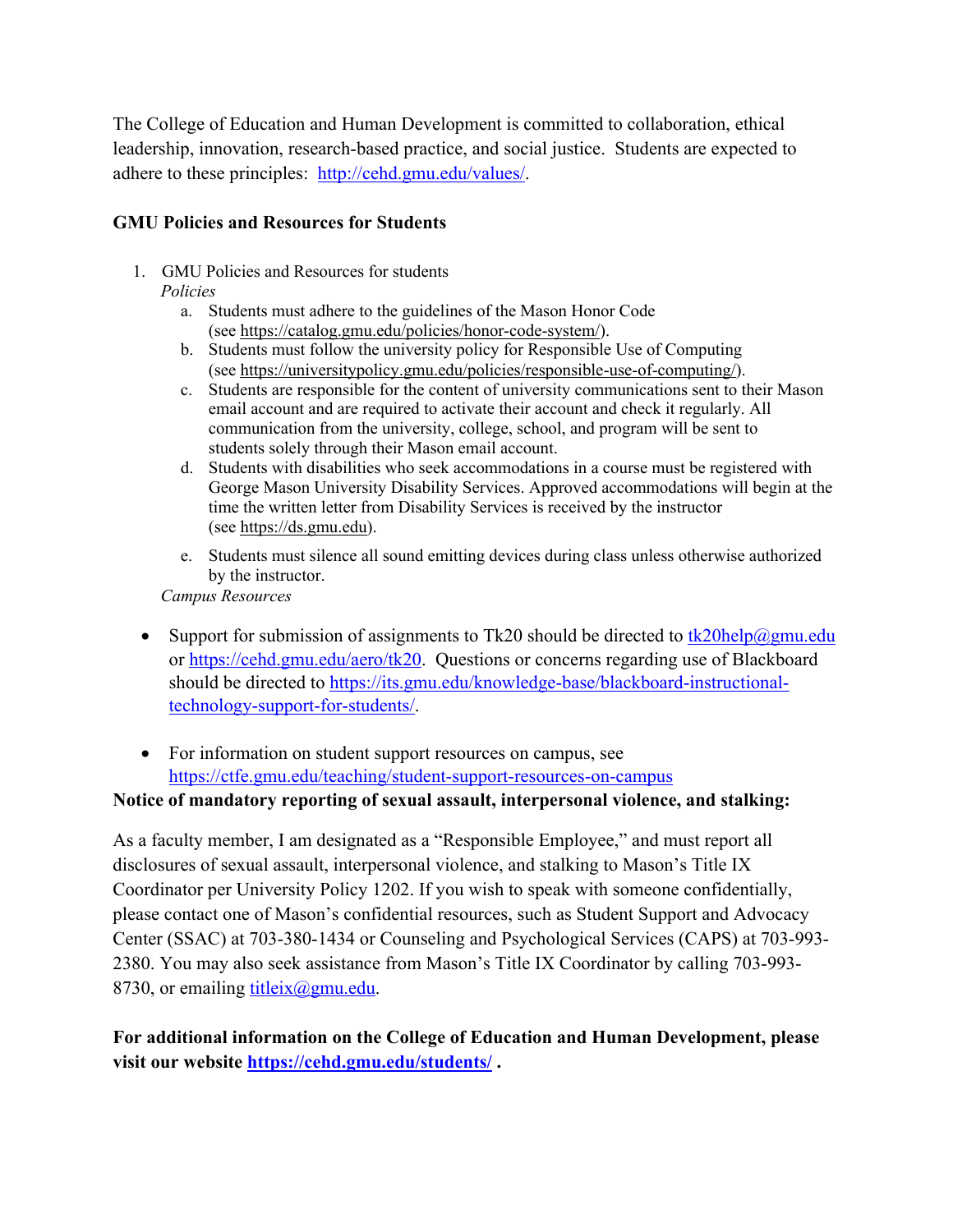The College of Education and Human Development is committed to collaboration, ethical leadership, innovation, research-based practice, and social justice. Students are expected to adhere to these principles: http://cehd.gmu.edu/values/.

**GMU Policies and Resources for Students**

1. GMU Policies and Resources for students

   *Policies*

   a. Students must adhere to the guidelines of the Mason Honor Code (see https://catalog.gmu.edu/policies/honor-code-system/).
   b. Students must follow the university policy for Responsible Use of Computing (see https://universitypolicy.gmu.edu/policies/responsible-use-of-computing/).
   c. Students are responsible for the content of university communications sent to their Mason email account and are required to activate their account and check it regularly. All communication from the university, college, school, and program will be sent to students solely through their Mason email account.
   d. Students with disabilities who seek accommodations in a course must be registered with George Mason University Disability Services. Approved accommodations will begin at the time the written letter from Disability Services is received by the instructor (see https://ds.gmu.edu).
   e. Students must silence all sound emitting devices during class unless otherwise authorized by the instructor.

   *Campus Resources*

- Support for submission of assignments to Tk20 should be directed to tk20help@gmu.edu or https://cehd.gmu.edu/aero/tk20. Questions or concerns regarding use of Blackboard should be directed to https://its.gmu.edu/knowledge-base/blackboard-instructional-technology-support-for-students/.

- For information on student support resources on campus, see https://ctfe.gmu.edu/teaching/student-support-resources-on-campus

**Notice of mandatory reporting of sexual assault, interpersonal violence, and stalking:**

As a faculty member, I am designated as a "Responsible Employee," and must report all disclosures of sexual assault, interpersonal violence, and stalking to Mason's Title IX Coordinator per University Policy 1202. If you wish to speak with someone confidentially, please contact one of Mason's confidential resources, such as Student Support and Advocacy Center (SSAC) at 703-380-1434 or Counseling and Psychological Services (CAPS) at 703-993-2380. You may also seek assistance from Mason's Title IX Coordinator by calling 703-993-8730, or emailing titleix@gmu.edu.

**For additional information on the College of Education and Human Development, please visit our website https://cehd.gmu.edu/students/ .**